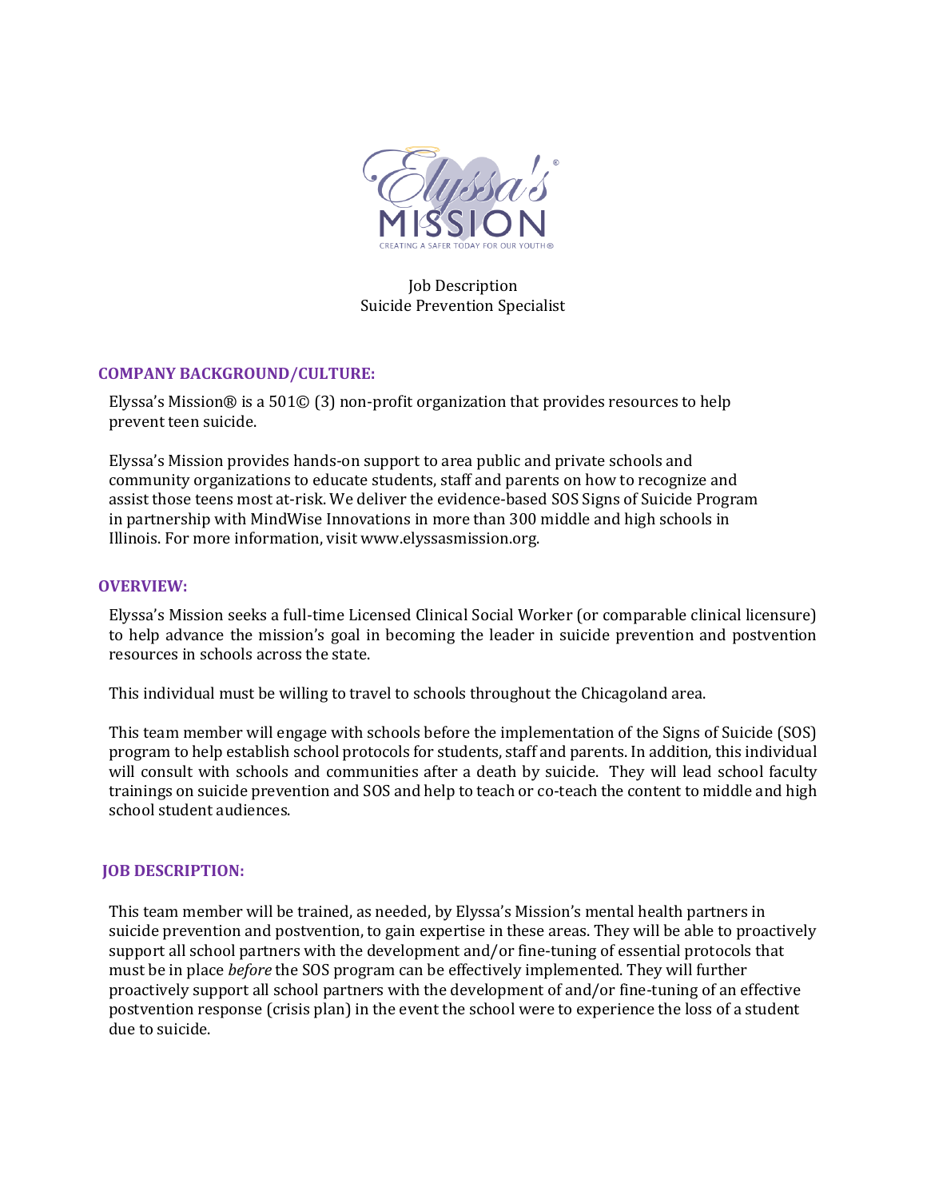Job Description
Suicide Prevention Specialist

## COMPANY BACKGROUND/CULTURE:

Elyssa's Mission® is a 501© (3) non-profit organization that provides resources to help prevent teen suicide.

Elyssa's Mission provides hands-on support to area public and private schools and community organizations to educate students, staff and parents on how to recognize and assist those teens most at-risk. We deliver the evidence-based SOS Signs of Suicide Program in partnership with MindWise Innovations in more than 300 middle and high schools in Illinois. For more information, visit www.elyssasmission.org.

## OVERVIEW:

Elyssa's Mission seeks a full-time Licensed Clinical Social Worker (or comparable clinical licensure) to help advance the mission's goal in becoming the leader in suicide prevention and postvention resources in schools across the state.

This individual must be willing to travel to schools throughout the Chicagoland area.

This team member will engage with schools before the implementation of the Signs of Suicide (SOS) program to help establish school protocols for students, staff and parents. In addition, this individual will consult with schools and communities after a death by suicide. They will lead school faculty trainings on suicide prevention and SOS and help to teach or co-teach the content to middle and high school student audiences.

## JOB DESCRIPTION:

This team member will be trained, as needed, by Elyssa's Mission's mental health partners in suicide prevention and postvention, to gain expertise in these areas. They will be able to proactively support all school partners with the development and/or fine-tuning of essential protocols that must be in place *before* the SOS program can be effectively implemented. They will further proactively support all school partners with the development of and/or fine-tuning of an effective postvention response (crisis plan) in the event the school were to experience the loss of a student due to suicide.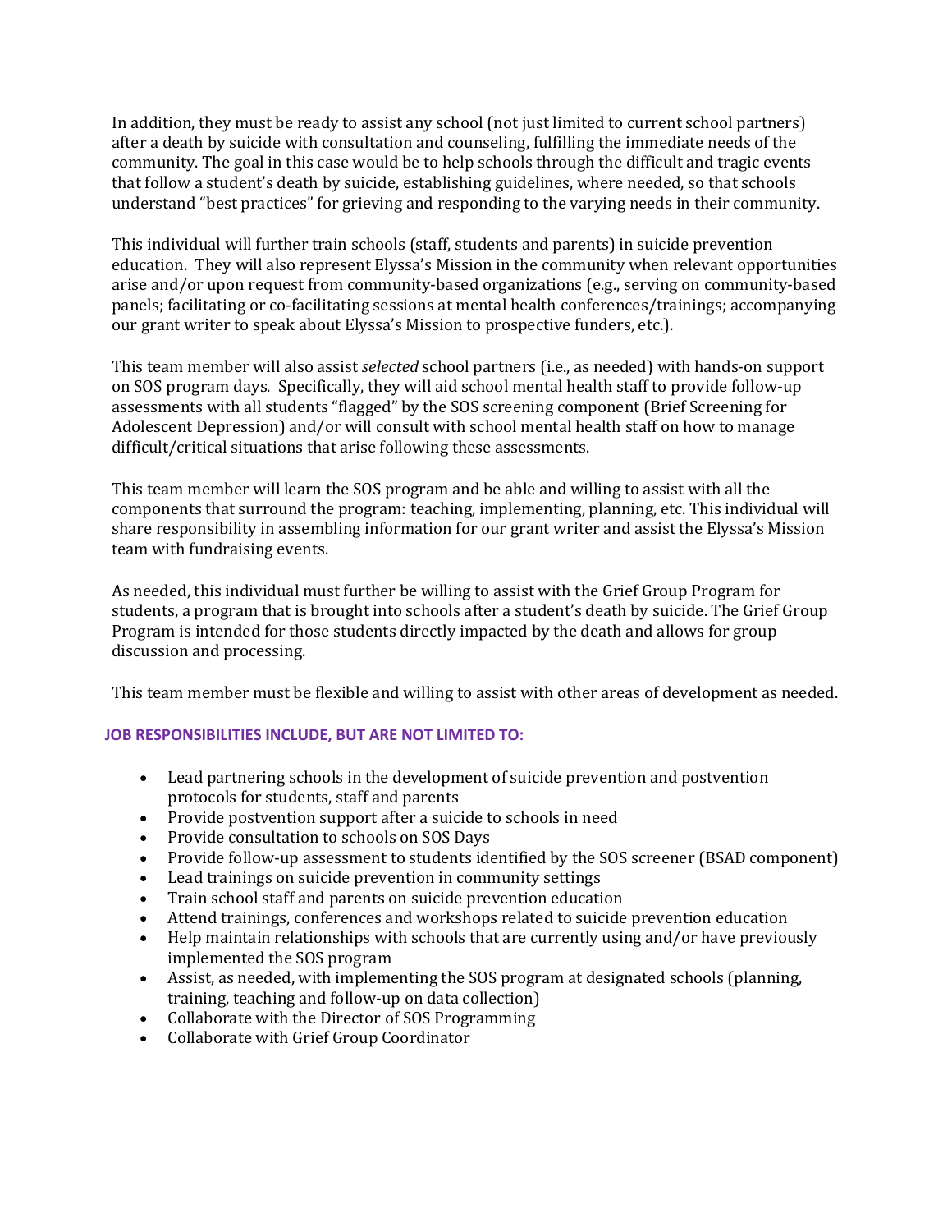In addition, they must be ready to assist any school (not just limited to current school partners) after a death by suicide with consultation and counseling, fulfilling the immediate needs of the community. The goal in this case would be to help schools through the difficult and tragic events that follow a student's death by suicide, establishing guidelines, where needed, so that schools understand "best practices" for grieving and responding to the varying needs in their community.

This individual will further train schools (staff, students and parents) in suicide prevention education. They will also represent Elyssa's Mission in the community when relevant opportunities arise and/or upon request from community-based organizations (e.g., serving on community-based panels; facilitating or co-facilitating sessions at mental health conferences/trainings; accompanying our grant writer to speak about Elyssa's Mission to prospective funders, etc.).

This team member will also assist *selected* school partners (i.e., as needed) with hands-on support on SOS program days. Specifically, they will aid school mental health staff to provide follow-up assessments with all students "flagged" by the SOS screening component (Brief Screening for Adolescent Depression) and/or will consult with school mental health staff on how to manage difficult/critical situations that arise following these assessments.

This team member will learn the SOS program and be able and willing to assist with all the components that surround the program: teaching, implementing, planning, etc. This individual will share responsibility in assembling information for our grant writer and assist the Elyssa's Mission team with fundraising events.

As needed, this individual must further be willing to assist with the Grief Group Program for students, a program that is brought into schools after a student's death by suicide. The Grief Group Program is intended for those students directly impacted by the death and allows for group discussion and processing.

This team member must be flexible and willing to assist with other areas of development as needed.

**JOB RESPONSIBILITIES INCLUDE, BUT ARE NOT LIMITED TO:**

- Lead partnering schools in the development of suicide prevention and postvention protocols for students, staff and parents
- Provide postvention support after a suicide to schools in need
- Provide consultation to schools on SOS Days
- Provide follow-up assessment to students identified by the SOS screener (BSAD component)
- Lead trainings on suicide prevention in community settings
- Train school staff and parents on suicide prevention education
- Attend trainings, conferences and workshops related to suicide prevention education
- Help maintain relationships with schools that are currently using and/or have previously implemented the SOS program
- Assist, as needed, with implementing the SOS program at designated schools (planning, training, teaching and follow-up on data collection)
- Collaborate with the Director of SOS Programming
- Collaborate with Grief Group Coordinator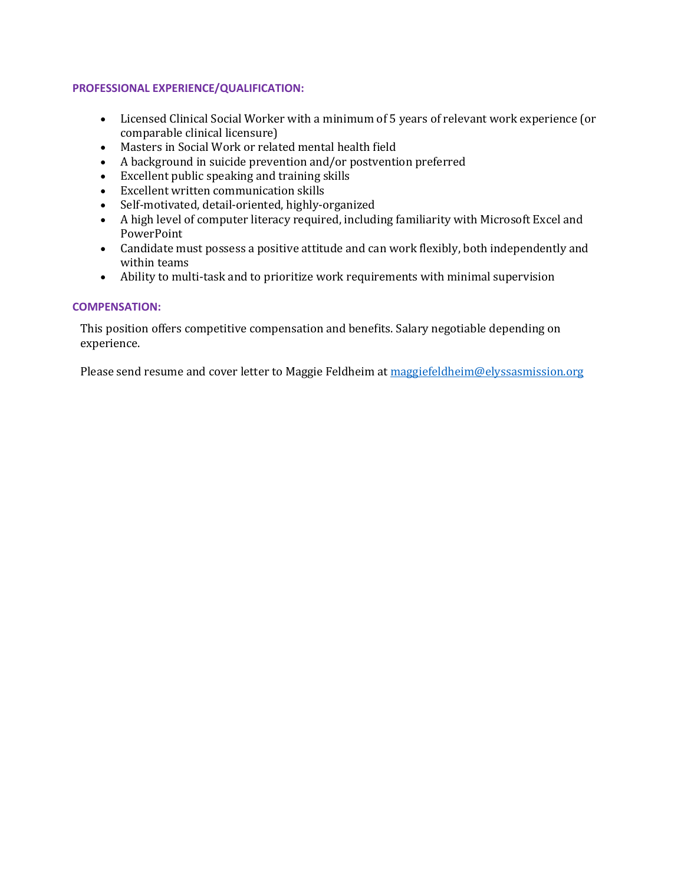## PROFESSIONAL EXPERIENCE/QUALIFICATION:

- Licensed Clinical Social Worker with a minimum of 5 years of relevant work experience (or comparable clinical licensure)
- Masters in Social Work or related mental health field
- A background in suicide prevention and/or postvention preferred
- Excellent public speaking and training skills
- Excellent written communication skills
- Self-motivated, detail-oriented, highly-organized
- A high level of computer literacy required, including familiarity with Microsoft Excel and PowerPoint
- Candidate must possess a positive attitude and can work flexibly, both independently and within teams
- Ability to multi-task and to prioritize work requirements with minimal supervision

## COMPENSATION:

This position offers competitive compensation and benefits. Salary negotiable depending on experience.

Please send resume and cover letter to Maggie Feldheim at maggiefeldheim@elyssasmission.org